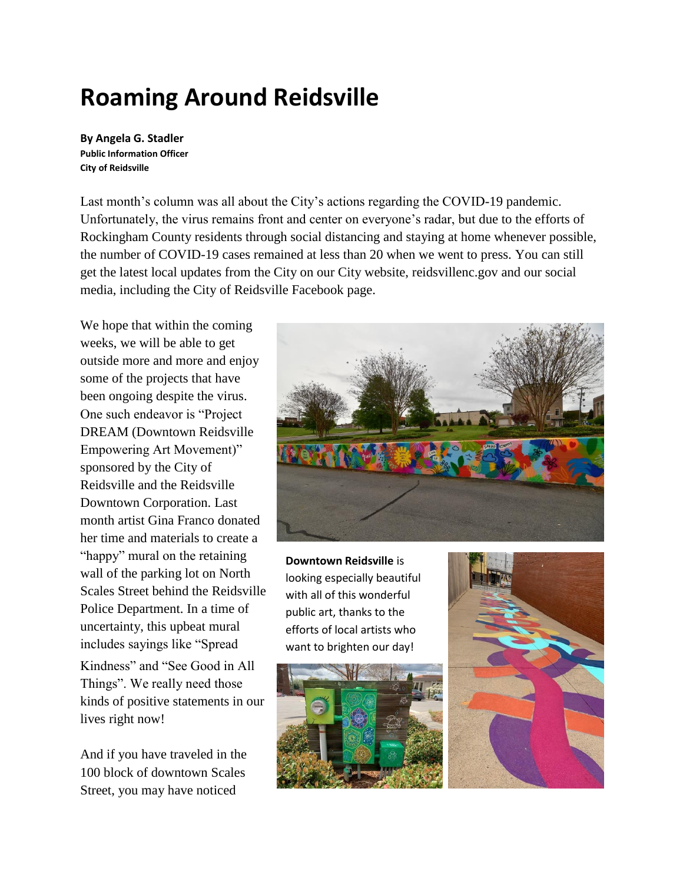# Roaming Around Reidsville

**By Angela G. Stadler**
**Public Information Officer**
**City of Reidsville**

Last month's column was all about the City's actions regarding the COVID-19 pandemic. Unfortunately, the virus remains front and center on everyone's radar, but due to the efforts of Rockingham County residents through social distancing and staying at home whenever possible, the number of COVID-19 cases remained at less than 20 when we went to press. You can still get the latest local updates from the City on our City website, reidsvillenc.gov and our social media, including the City of Reidsville Facebook page.

We hope that within the coming weeks, we will be able to get outside more and more and enjoy some of the projects that have been ongoing despite the virus. One such endeavor is "Project DREAM (Downtown Reidsville Empowering Art Movement)" sponsored by the City of Reidsville and the Reidsville Downtown Corporation. Last month artist Gina Franco donated her time and materials to create a "happy" mural on the retaining wall of the parking lot on North Scales Street behind the Reidsville Police Department. In a time of uncertainty, this upbeat mural includes sayings like "Spread Kindness" and "See Good in All Things". We really need those kinds of positive statements in our lives right now!

**Downtown Reidsville** is looking especially beautiful with all of this wonderful public art, thanks to the efforts of local artists who want to brighten our day!

And if you have traveled in the 100 block of downtown Scales Street, you may have noticed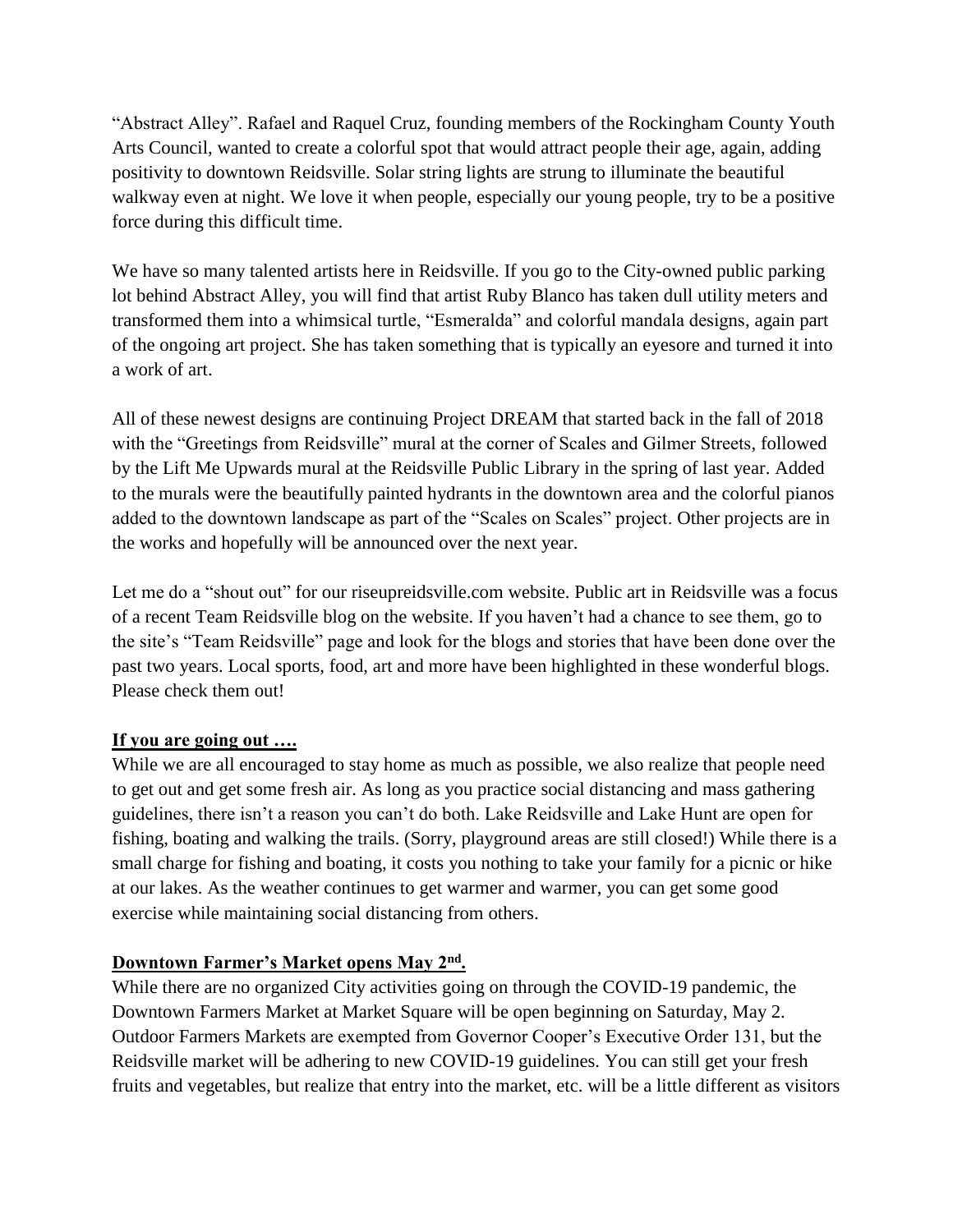"Abstract Alley". Rafael and Raquel Cruz, founding members of the Rockingham County Youth Arts Council, wanted to create a colorful spot that would attract people their age, again, adding positivity to downtown Reidsville. Solar string lights are strung to illuminate the beautiful walkway even at night. We love it when people, especially our young people, try to be a positive force during this difficult time.

We have so many talented artists here in Reidsville. If you go to the City-owned public parking lot behind Abstract Alley, you will find that artist Ruby Blanco has taken dull utility meters and transformed them into a whimsical turtle, "Esmeralda" and colorful mandala designs, again part of the ongoing art project. She has taken something that is typically an eyesore and turned it into a work of art.

All of these newest designs are continuing Project DREAM that started back in the fall of 2018 with the "Greetings from Reidsville" mural at the corner of Scales and Gilmer Streets, followed by the Lift Me Upwards mural at the Reidsville Public Library in the spring of last year. Added to the murals were the beautifully painted hydrants in the downtown area and the colorful pianos added to the downtown landscape as part of the "Scales on Scales" project. Other projects are in the works and hopefully will be announced over the next year.

Let me do a "shout out" for our riseupreidsville.com website. Public art in Reidsville was a focus of a recent Team Reidsville blog on the website. If you haven't had a chance to see them, go to the site's "Team Reidsville" page and look for the blogs and stories that have been done over the past two years. Local sports, food, art and more have been highlighted in these wonderful blogs. Please check them out!

**If you are going out ….**

While we are all encouraged to stay home as much as possible, we also realize that people need to get out and get some fresh air. As long as you practice social distancing and mass gathering guidelines, there isn't a reason you can't do both. Lake Reidsville and Lake Hunt are open for fishing, boating and walking the trails. (Sorry, playground areas are still closed!) While there is a small charge for fishing and boating, it costs you nothing to take your family for a picnic or hike at our lakes. As the weather continues to get warmer and warmer, you can get some good exercise while maintaining social distancing from others.

**Downtown Farmer's Market opens May 2nd.**

While there are no organized City activities going on through the COVID-19 pandemic, the Downtown Farmers Market at Market Square will be open beginning on Saturday, May 2. Outdoor Farmers Markets are exempted from Governor Cooper's Executive Order 131, but the Reidsville market will be adhering to new COVID-19 guidelines. You can still get your fresh fruits and vegetables, but realize that entry into the market, etc. will be a little different as visitors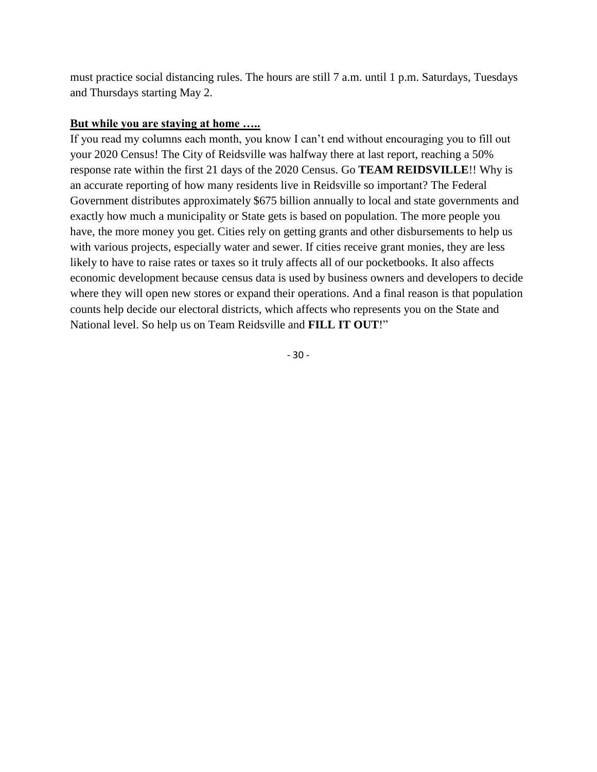must practice social distancing rules. The hours are still 7 a.m. until 1 p.m. Saturdays, Tuesdays and Thursdays starting May 2.

**But while you are staying at home …..**

If you read my columns each month, you know I can't end without encouraging you to fill out your 2020 Census! The City of Reidsville was halfway there at last report, reaching a 50% response rate within the first 21 days of the 2020 Census. Go **TEAM REIDSVILLE**!! Why is an accurate reporting of how many residents live in Reidsville so important? The Federal Government distributes approximately $675 billion annually to local and state governments and exactly how much a municipality or State gets is based on population. The more people you have, the more money you get. Cities rely on getting grants and other disbursements to help us with various projects, especially water and sewer. If cities receive grant monies, they are less likely to have to raise rates or taxes so it truly affects all of our pocketbooks. It also affects economic development because census data is used by business owners and developers to decide where they will open new stores or expand their operations. And a final reason is that population counts help decide our electoral districts, which affects who represents you on the State and National level. So help us on Team Reidsville and **FILL IT OUT**!"